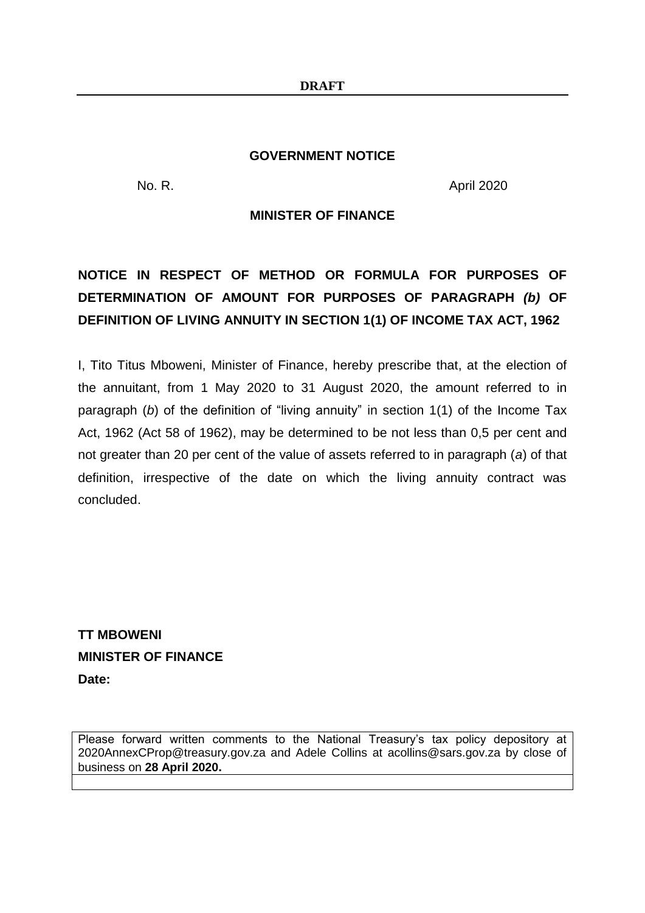**DRAFT**

---

**GOVERNMENT NOTICE**

No. R. April 2020

**MINISTER OF FINANCE**

**NOTICE IN RESPECT OF METHOD OR FORMULA FOR PURPOSES OF DETERMINATION OF AMOUNT FOR PURPOSES OF PARAGRAPH *(b)* OF DEFINITION OF LIVING ANNUITY IN SECTION 1(1) OF INCOME TAX ACT, 1962**

I, Tito Titus Mboweni, Minister of Finance, hereby prescribe that, at the election of the annuitant, from 1 May 2020 to 31 August 2020, the amount referred to in paragraph (*b*) of the definition of "living annuity" in section 1(1) of the Income Tax Act, 1962 (Act 58 of 1962), may be determined to be not less than 0,5 per cent and not greater than 20 per cent of the value of assets referred to in paragraph (*a*) of that definition, irrespective of the date on which the living annuity contract was concluded.

**TT MBOWENI**
**MINISTER OF FINANCE**
**Date:**

| Please forward written comments to the National Treasury's tax policy depository at 2020AnnexCProp@treasury.gov.za and Adele Collins at acollins@sars.gov.za by close of business on **28 April 2020.** |
|---|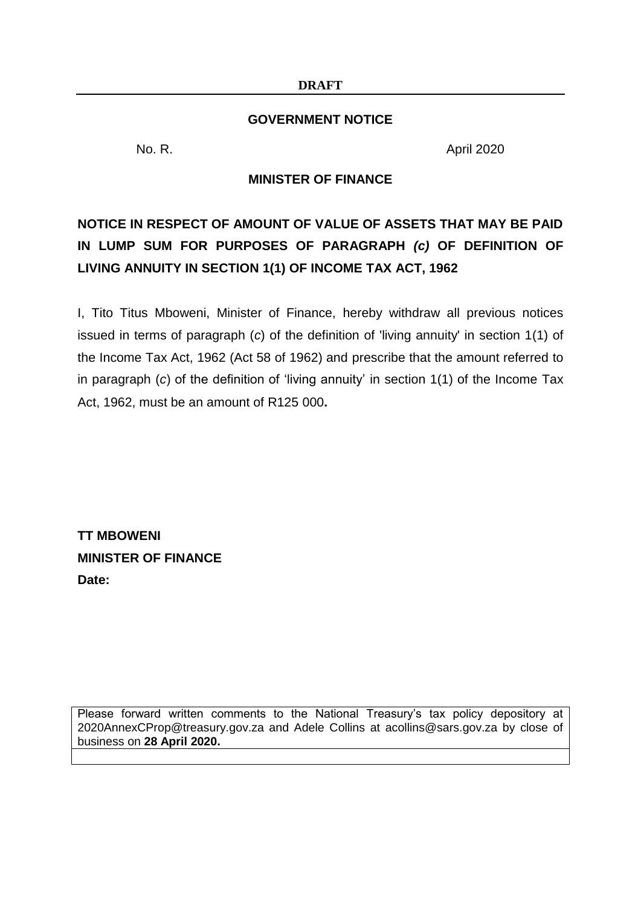**DRAFT**

---

**GOVERNMENT NOTICE**

No. R. April 2020

**MINISTER OF FINANCE**

**NOTICE IN RESPECT OF AMOUNT OF VALUE OF ASSETS THAT MAY BE PAID IN LUMP SUM FOR PURPOSES OF PARAGRAPH *(c)* OF DEFINITION OF LIVING ANNUITY IN SECTION 1(1) OF INCOME TAX ACT, 1962**

I, Tito Titus Mboweni, Minister of Finance, hereby withdraw all previous notices issued in terms of paragraph (*c*) of the definition of 'living annuity' in section 1(1) of the Income Tax Act, 1962 (Act 58 of 1962) and prescribe that the amount referred to in paragraph (*c*) of the definition of 'living annuity' in section 1(1) of the Income Tax Act, 1962, must be an amount of R125 000**.**

**TT MBOWENI**
**MINISTER OF FINANCE**
**Date:**

Please forward written comments to the National Treasury's tax policy depository at 2020AnnexCProp@treasury.gov.za and Adele Collins at acollins@sars.gov.za by close of business on **28 April 2020.**